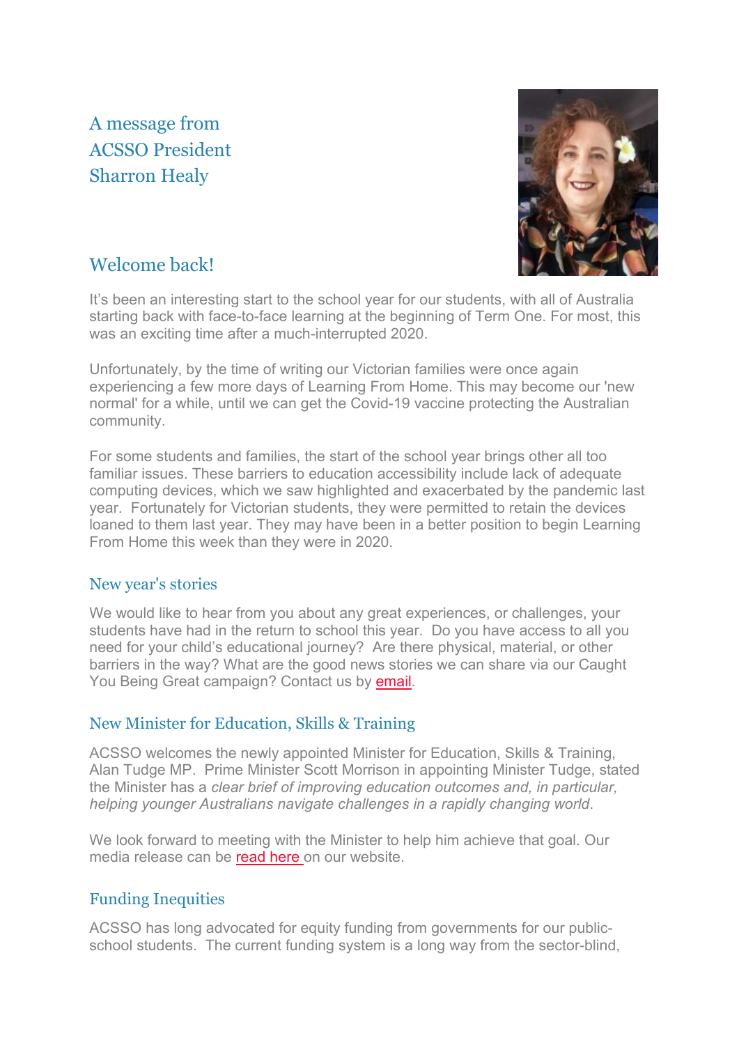## A message from ACSSO President Sharron Healy

## Welcome back!

It's been an interesting start to the school year for our students, with all of Australia starting back with face-to-face learning at the beginning of Term One. For most, this was an exciting time after a much-interrupted 2020.

Unfortunately, by the time of writing our Victorian families were once again experiencing a few more days of Learning From Home. This may become our 'new normal' for a while, until we can get the Covid-19 vaccine protecting the Australian community.

For some students and families, the start of the school year brings other all too familiar issues. These barriers to education accessibility include lack of adequate computing devices, which we saw highlighted and exacerbated by the pandemic last year. Fortunately for Victorian students, they were permitted to retain the devices loaned to them last year. They may have been in a better position to begin Learning From Home this week than they were in 2020.

### New year's stories

We would like to hear from you about any great experiences, or challenges, your students have had in the return to school this year. Do you have access to all you need for your child's educational journey? Are there physical, material, or other barriers in the way? What are the good news stories we can share via our Caught You Being Great campaign? Contact us by email.

### New Minister for Education, Skills & Training

ACSSO welcomes the newly appointed Minister for Education, Skills & Training, Alan Tudge MP. Prime Minister Scott Morrison in appointing Minister Tudge, stated the Minister has a *clear brief of improving education outcomes and, in particular, helping younger Australians navigate challenges in a rapidly changing world*.

We look forward to meeting with the Minister to help him achieve that goal. Our media release can be read here on our website.

### Funding Inequities

ACSSO has long advocated for equity funding from governments for our public-school students. The current funding system is a long way from the sector-blind,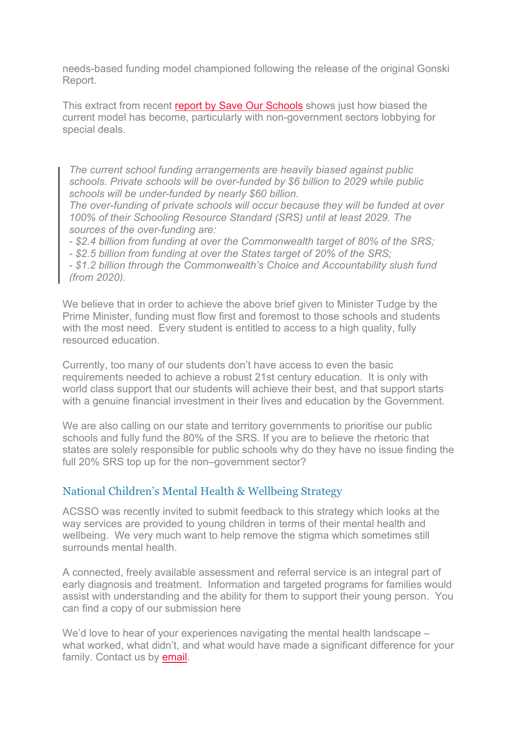needs-based funding model championed following the release of the original Gonski Report.

This extract from recent report by Save Our Schools shows just how biased the current model has become, particularly with non-government sectors lobbying for special deals.

> *The current school funding arrangements are heavily biased against public schools. Private schools will be over-funded by $6 billion to 2029 while public schools will be under-funded by nearly $60 billion.*
> *The over-funding of private schools will occur because they will be funded at over 100% of their Schooling Resource Standard (SRS) until at least 2029. The sources of the over-funding are:*
> *- $2.4 billion from funding at over the Commonwealth target of 80% of the SRS;*
> *- $2.5 billion from funding at over the States target of 20% of the SRS;*
> *- $1.2 billion through the Commonwealth's Choice and Accountability slush fund (from 2020).*

We believe that in order to achieve the above brief given to Minister Tudge by the Prime Minister, funding must flow first and foremost to those schools and students with the most need. Every student is entitled to access to a high quality, fully resourced education.

Currently, too many of our students don't have access to even the basic requirements needed to achieve a robust 21st century education. It is only with world class support that our students will achieve their best, and that support starts with a genuine financial investment in their lives and education by the Government.

We are also calling on our state and territory governments to prioritise our public schools and fully fund the 80% of the SRS. If you are to believe the rhetoric that states are solely responsible for public schools why do they have no issue finding the full 20% SRS top up for the non–government sector?

## National Children's Mental Health & Wellbeing Strategy

ACSSO was recently invited to submit feedback to this strategy which looks at the way services are provided to young children in terms of their mental health and wellbeing. We very much want to help remove the stigma which sometimes still surrounds mental health.

A connected, freely available assessment and referral service is an integral part of early diagnosis and treatment. Information and targeted programs for families would assist with understanding and the ability for them to support their young person. You can find a copy of our submission here

We'd love to hear of your experiences navigating the mental health landscape – what worked, what didn't, and what would have made a significant difference for your family. Contact us by email.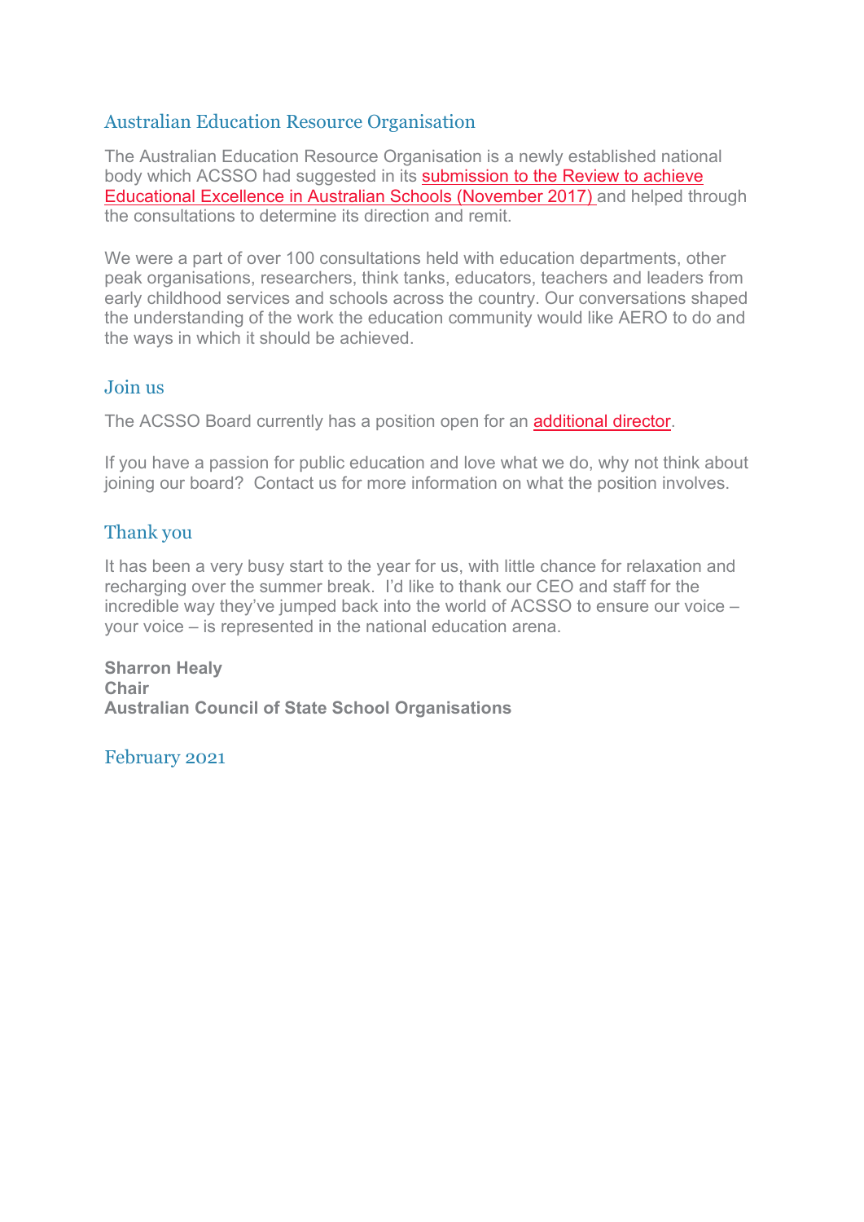## Australian Education Resource Organisation

The Australian Education Resource Organisation is a newly established national body which ACSSO had suggested in its submission to the Review to achieve Educational Excellence in Australian Schools (November 2017) and helped through the consultations to determine its direction and remit.

We were a part of over 100 consultations held with education departments, other peak organisations, researchers, think tanks, educators, teachers and leaders from early childhood services and schools across the country. Our conversations shaped the understanding of the work the education community would like AERO to do and the ways in which it should be achieved.

## Join us

The ACSSO Board currently has a position open for an additional director.

If you have a passion for public education and love what we do, why not think about joining our board? Contact us for more information on what the position involves.

## Thank you

It has been a very busy start to the year for us, with little chance for relaxation and recharging over the summer break. I'd like to thank our CEO and staff for the incredible way they've jumped back into the world of ACSSO to ensure our voice – your voice – is represented in the national education arena.

**Sharron Healy**
**Chair**
**Australian Council of State School Organisations**

February 2021